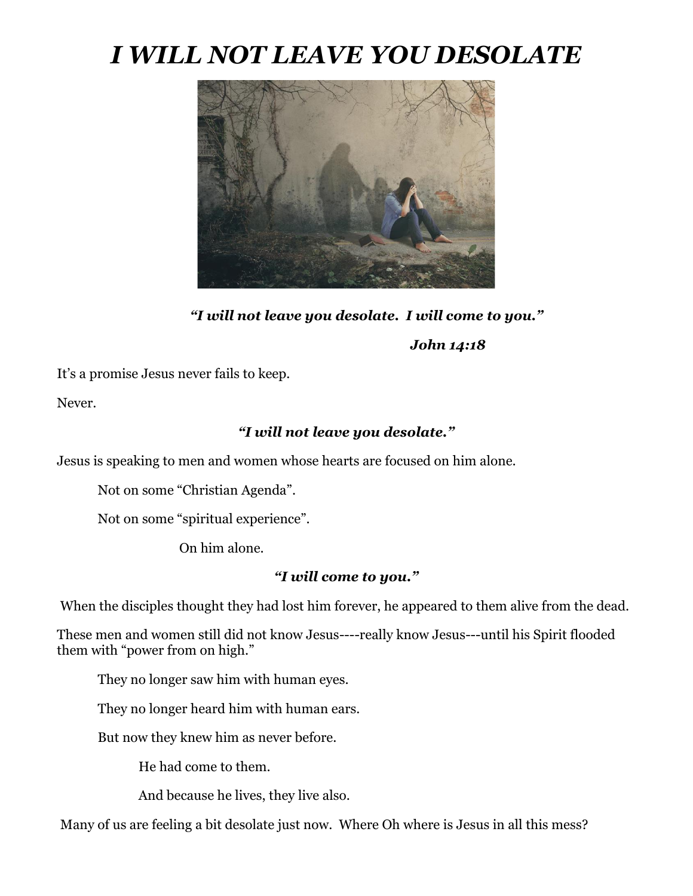# *I WILL NOT LEAVE YOU DESOLATE*

***"I will not leave you desolate. I will come to you."***

***John 14:18***

It's a promise Jesus never fails to keep.

Never.

***"I will not leave you desolate."***

Jesus is speaking to men and women whose hearts are focused on him alone.

Not on some "Christian Agenda".

Not on some "spiritual experience".

On him alone.

***"I will come to you."***

When the disciples thought they had lost him forever, he appeared to them alive from the dead.

These men and women still did not know Jesus----really know Jesus---until his Spirit flooded them with "power from on high."

They no longer saw him with human eyes.

They no longer heard him with human ears.

But now they knew him as never before.

He had come to them.

And because he lives, they live also.

Many of us are feeling a bit desolate just now. Where Oh where is Jesus in all this mess?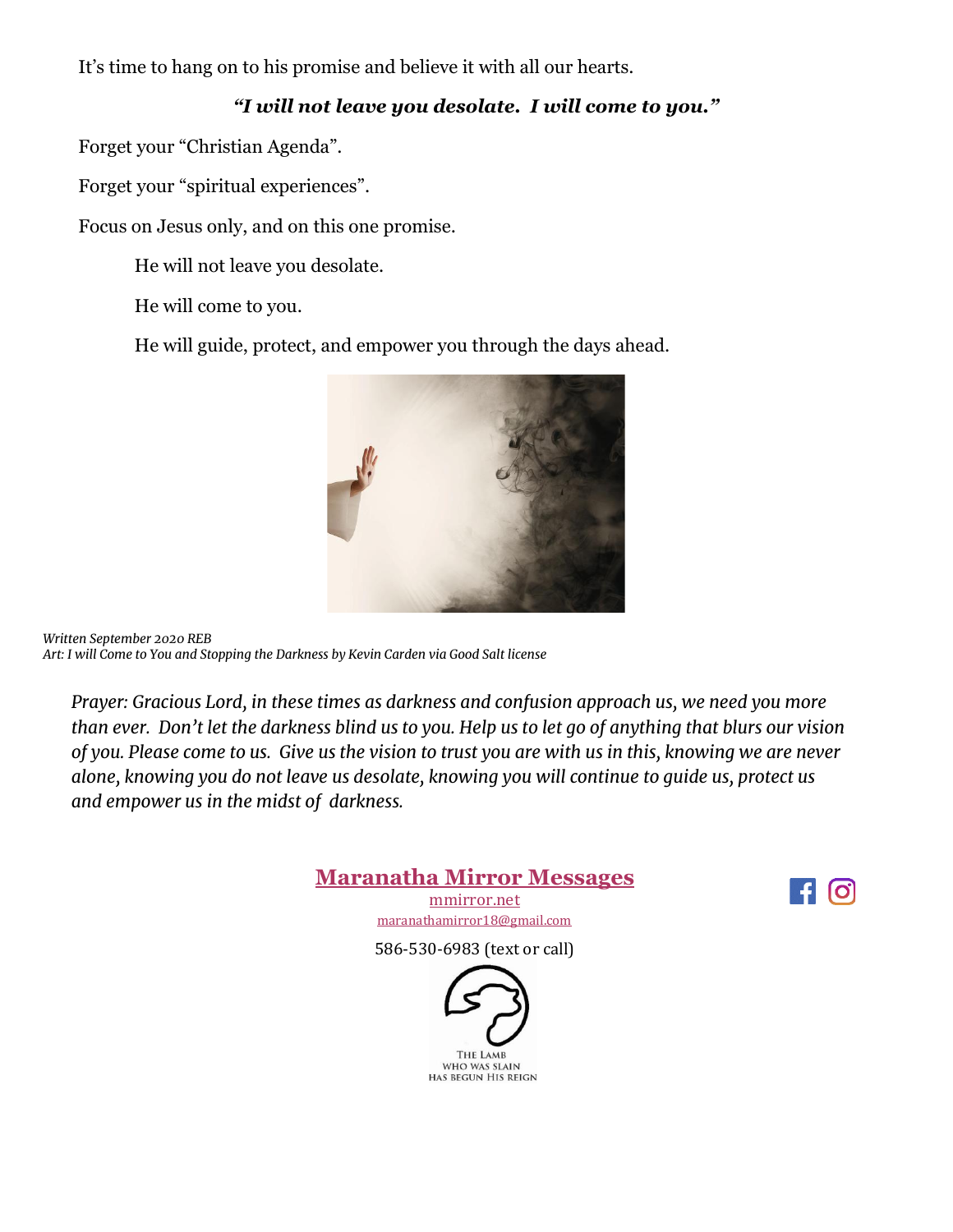It's time to hang on to his promise and believe it with all our hearts.

***"I will not leave you desolate. I will come to you."***

Forget your "Christian Agenda".

Forget your "spiritual experiences".

Focus on Jesus only, and on this one promise.

He will not leave you desolate.

He will come to you.

He will guide, protect, and empower you through the days ahead.

*Written September 2020 REB*
*Art: I will Come to You and Stopping the Darkness by Kevin Carden via Good Salt license*

*Prayer: Gracious Lord, in these times as darkness and confusion approach us, we need you more than ever. Don't let the darkness blind us to you. Help us to let go of anything that blurs our vision of you. Please come to us. Give us the vision to trust you are with us in this, knowing we are never alone, knowing you do not leave us desolate, knowing you will continue to guide us, protect us and empower us in the midst of darkness.*

**Maranatha Mirror Messages**

mmirror.net

maranathamirror18@gmail.com

586-530-6983 (text or call)

THE LAMB WHO WAS SLAIN HAS BEGUN HIS REIGN